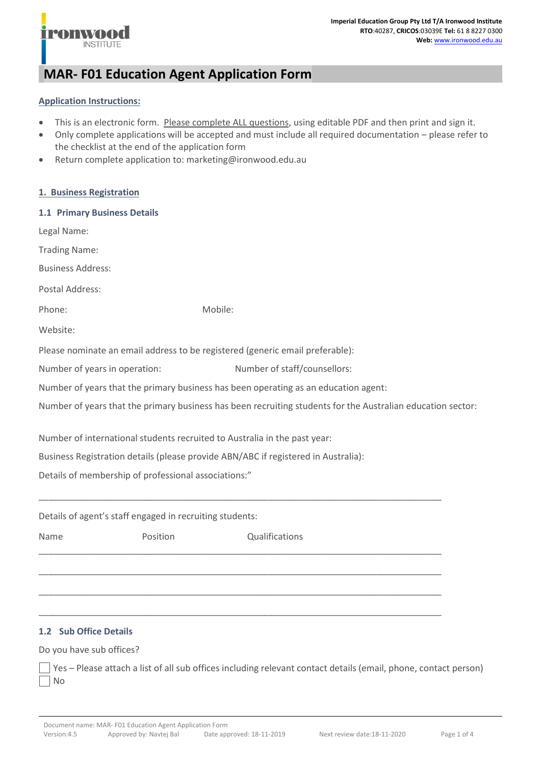Imperial Education Group Pty Ltd T/A Ironwood Institute
**RTO**:40287, **CRICOS**:03039E **Tel:** 61 8 8227 0300
**Web:** www.ironwood.edu.au

# MAR- F01 Education Agent Application Form

**Application Instructions:**

- This is an electronic form. Please complete ALL questions, using editable PDF and then print and sign it.
- Only complete applications will be accepted and must include all required documentation – please refer to the checklist at the end of the application form
- Return complete application to: marketing@ironwood.edu.au

## 1. Business Registration

### 1.1 Primary Business Details

Legal Name:

Trading Name:

Business Address:

Postal Address:

Phone: Mobile:

Website:

Please nominate an email address to be registered (generic email preferable):

Number of years in operation: Number of staff/counsellors:

Number of years that the primary business has been operating as an education agent:

Number of years that the primary business has been recruiting students for the Australian education sector:

Number of international students recruited to Australia in the past year:

Business Registration details (please provide ABN/ABC if registered in Australia):

Details of membership of professional associations:"

\_\_\_\_\_\_\_\_\_\_\_\_\_\_\_\_\_\_\_\_\_\_\_\_\_\_\_\_\_\_\_\_\_\_\_\_\_\_\_\_\_\_\_\_\_\_\_\_\_\_\_\_\_\_\_\_\_\_\_\_\_\_\_\_\_\_\_\_\_\_\_\_

Details of agent's staff engaged in recruiting students:

| Name | Position | Qualifications |
|---|---|---|
| | | |
| | | |
| | | |
| | | |

### 1.2 Sub Office Details

Do you have sub offices?

☐ Yes – Please attach a list of all sub offices including relevant contact details (email, phone, contact person)
☐ No

Document name: MAR- F01 Education Agent Application Form
Version:4.5 Approved by: Navtej Bal Date approved: 18-11-2019 Next review date:18-11-2020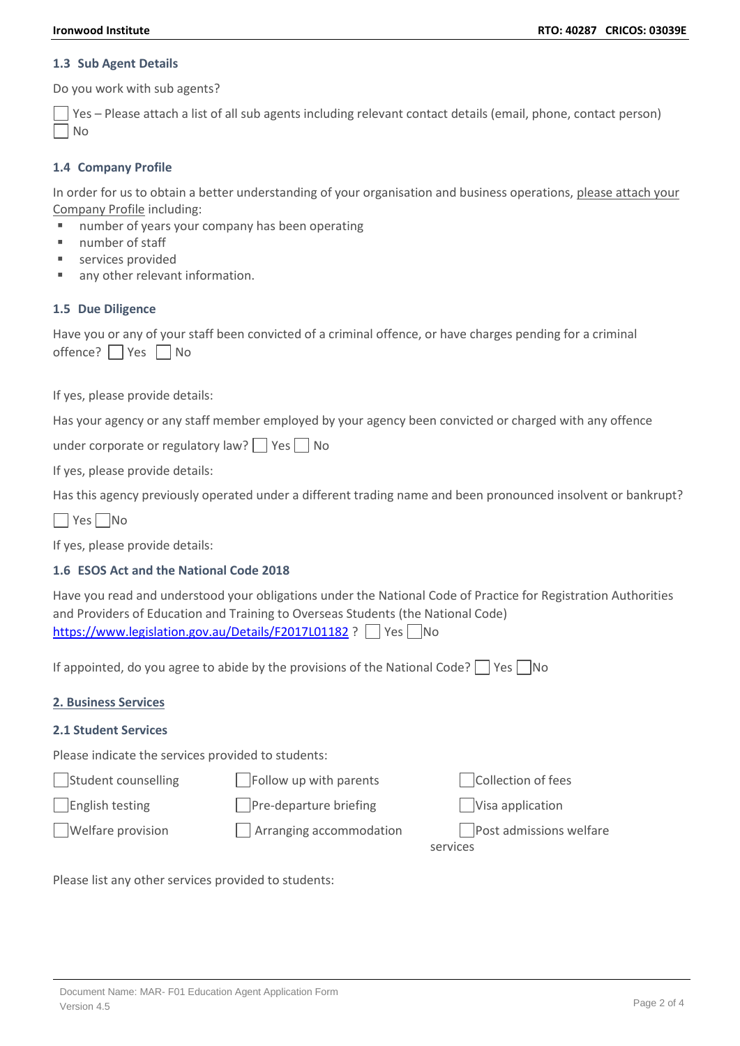### 1.3 Sub Agent Details

Do you work with sub agents?

☐ Yes – Please attach a list of all sub agents including relevant contact details (email, phone, contact person)
☐ No

### 1.4 Company Profile

In order for us to obtain a better understanding of your organisation and business operations, please attach your Company Profile including:

- number of years your company has been operating
- number of staff
- services provided
- any other relevant information.

### 1.5 Due Diligence

Have you or any of your staff been convicted of a criminal offence, or have charges pending for a criminal offence? ☐ Yes ☐ No

If yes, please provide details:

Has your agency or any staff member employed by your agency been convicted or charged with any offence under corporate or regulatory law? ☐ Yes ☐ No

If yes, please provide details:

Has this agency previously operated under a different trading name and been pronounced insolvent or bankrupt?

☐ Yes ☐ No

If yes, please provide details:

### 1.6 ESOS Act and the National Code 2018

Have you read and understood your obligations under the National Code of Practice for Registration Authorities and Providers of Education and Training to Overseas Students (the National Code) https://www.legislation.gov.au/Details/F2017L01182 ? ☐ Yes ☐ No

If appointed, do you agree to abide by the provisions of the National Code? ☐ Yes ☐ No

## 2. Business Services

### 2.1 Student Services

Please indicate the services provided to students:

| | | |
|---|---|---|
| ☐ Student counselling | ☐ Follow up with parents | ☐ Collection of fees |
| ☐ English testing | ☐ Pre-departure briefing | ☐ Visa application |
| ☐ Welfare provision | ☐ Arranging accommodation | ☐ Post admissions welfare services |

Please list any other services provided to students: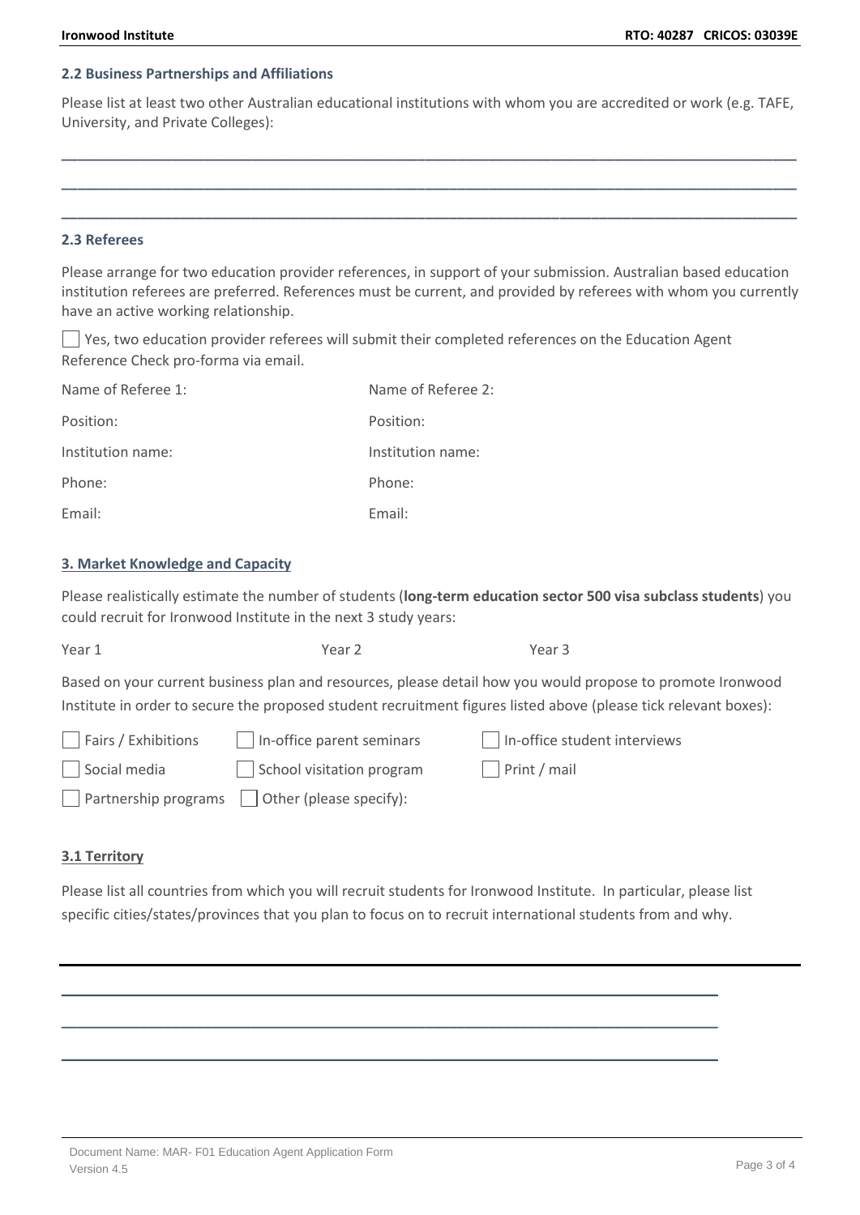### 2.2 Business Partnerships and Affiliations

Please list at least two other Australian educational institutions with whom you are accredited or work (e.g. TAFE, University, and Private Colleges):

______________________________________________________________________________

______________________________________________________________________________

______________________________________________________________________________

### 2.3 Referees

Please arrange for two education provider references, in support of your submission. Australian based education institution referees are preferred. References must be current, and provided by referees with whom you currently have an active working relationship.

☐ Yes, two education provider referees will submit their completed references on the Education Agent Reference Check pro-forma via email.

| | |
|---|---|
| Name of Referee 1: | Name of Referee 2: |
| Position: | Position: |
| Institution name: | Institution name: |
| Phone: | Phone: |
| Email: | Email: |

## 3. Market Knowledge and Capacity

Please realistically estimate the number of students (**long-term education sector 500 visa subclass students**) you could recruit for Ironwood Institute in the next 3 study years:

| Year 1 | Year 2 | Year 3 |
|---|---|---|
| | | |

Based on your current business plan and resources, please detail how you would propose to promote Ironwood Institute in order to secure the proposed student recruitment figures listed above (please tick relevant boxes):

| | | |
|---|---|---|
| ☐ Fairs / Exhibitions | ☐ In-office parent seminars | ☐ In-office student interviews |
| ☐ Social media | ☐ School visitation program | ☐ Print / mail |
| ☐ Partnership programs | ☐ Other (please specify): | |

### 3.1 Territory

Please list all countries from which you will recruit students for Ironwood Institute. In particular, please list specific cities/states/provinces that you plan to focus on to recruit international students from and why.

______________________________________________________________________________

______________________________________________________________________________

______________________________________________________________________________

______________________________________________________________________________

Document Name: MAR- F01 Education Agent Application Form
Version 4.5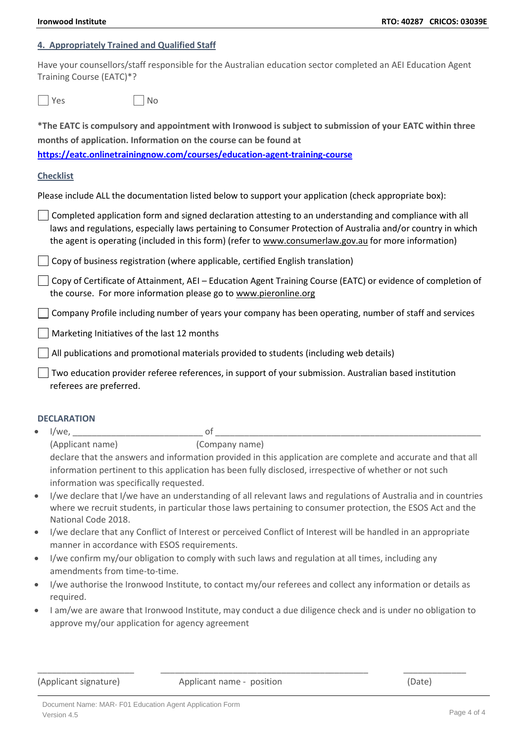## 4. Appropriately Trained and Qualified Staff

Have your counsellors/staff responsible for the Australian education sector completed an AEI Education Agent Training Course (EATC)*?

☐ Yes ☐ No

**\*The EATC is compulsory and appointment with Ironwood is subject to submission of your EATC within three months of application. Information on the course can be found at https://eatc.onlinetrainingnow.com/courses/education-agent-training-course**

### Checklist

Please include ALL the documentation listed below to support your application (check appropriate box):

☐ Completed application form and signed declaration attesting to an understanding and compliance with all laws and regulations, especially laws pertaining to Consumer Protection of Australia and/or country in which the agent is operating (included in this form) (refer to www.consumerlaw.gov.au for more information)

☐ Copy of business registration (where applicable, certified English translation)

☐ Copy of Certificate of Attainment, AEI – Education Agent Training Course (EATC) or evidence of completion of the course. For more information please go to www.pieronline.org

☐ Company Profile including number of years your company has been operating, number of staff and services

☐ Marketing Initiatives of the last 12 months

☐ All publications and promotional materials provided to students (including web details)

☐ Two education provider referee references, in support of your submission. Australian based institution referees are preferred.

### DECLARATION

- I/we, ___________________________ of ___________________________________________________________
  (Applicant name) (Company name)
  declare that the answers and information provided in this application are complete and accurate and that all information pertinent to this application has been fully disclosed, irrespective of whether or not such information was specifically requested.
- I/we declare that I/we have an understanding of all relevant laws and regulations of Australia and in countries where we recruit students, in particular those laws pertaining to consumer protection, the ESOS Act and the National Code 2018.
- I/we declare that any Conflict of Interest or perceived Conflict of Interest will be handled in an appropriate manner in accordance with ESOS requirements.
- I/we confirm my/our obligation to comply with such laws and regulation at all times, including any amendments from time-to-time.
- I/we authorise the Ironwood Institute, to contact my/our referees and collect any information or details as required.
- I am/we are aware that Ironwood Institute, may conduct a due diligence check and is under no obligation to approve my/our application for agency agreement

____________________ ____________________________________________ _____________

(Applicant signature) Applicant name - position (Date)

Document Name: MAR- F01 Education Agent Application Form
Version 4.5